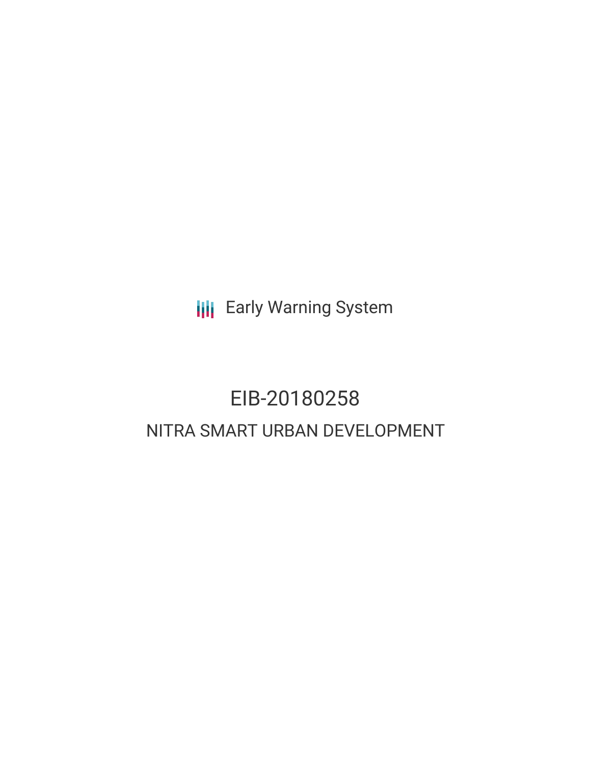Early Warning System

# EIB-20180258

## NITRA SMART URBAN DEVELOPMENT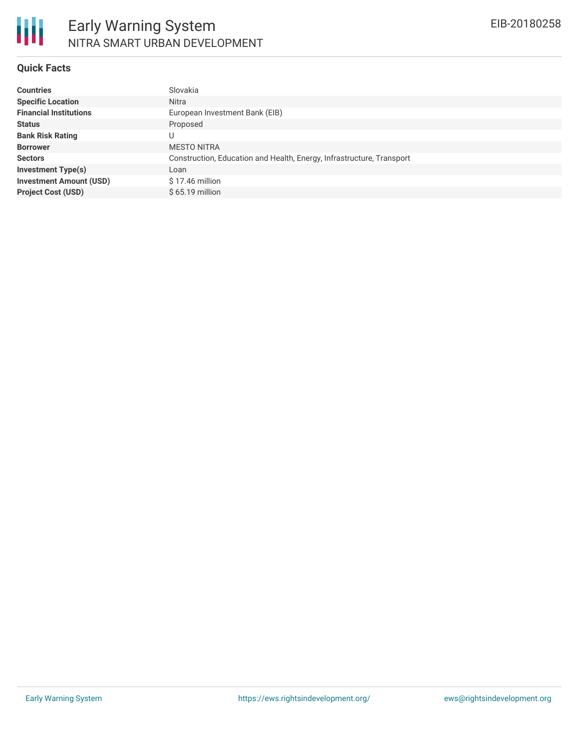## Quick Facts

| | |
|---|---|
| **Countries** | Slovakia |
| **Specific Location** | Nitra |
| **Financial Institutions** | European Investment Bank (EIB) |
| **Status** | Proposed |
| **Bank Risk Rating** | U |
| **Borrower** | MESTO NITRA |
| **Sectors** | Construction, Education and Health, Energy, Infrastructure, Transport |
| **Investment Type(s)** | Loan |
| **Investment Amount (USD)** | $ 17.46 million |
| **Project Cost (USD)** | $ 65.19 million |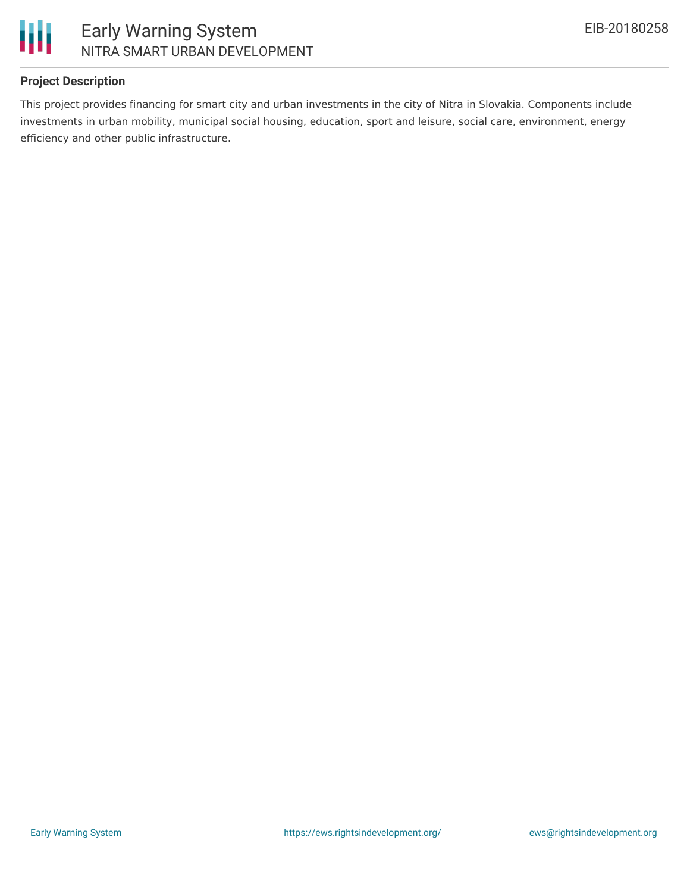## Project Description

This project provides financing for smart city and urban investments in the city of Nitra in Slovakia. Components include investments in urban mobility, municipal social housing, education, sport and leisure, social care, environment, energy efficiency and other public infrastructure.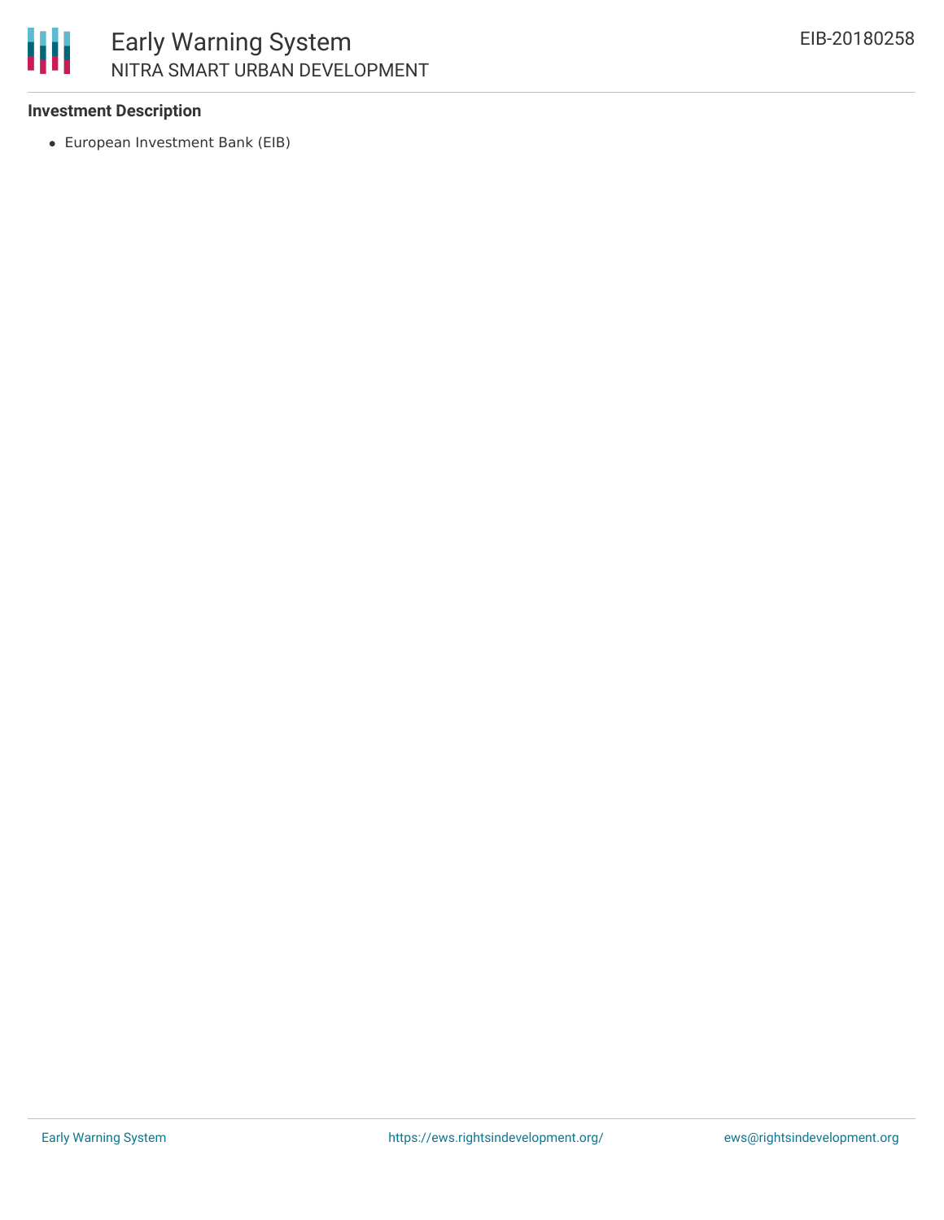### Investment Description

- European Investment Bank (EIB)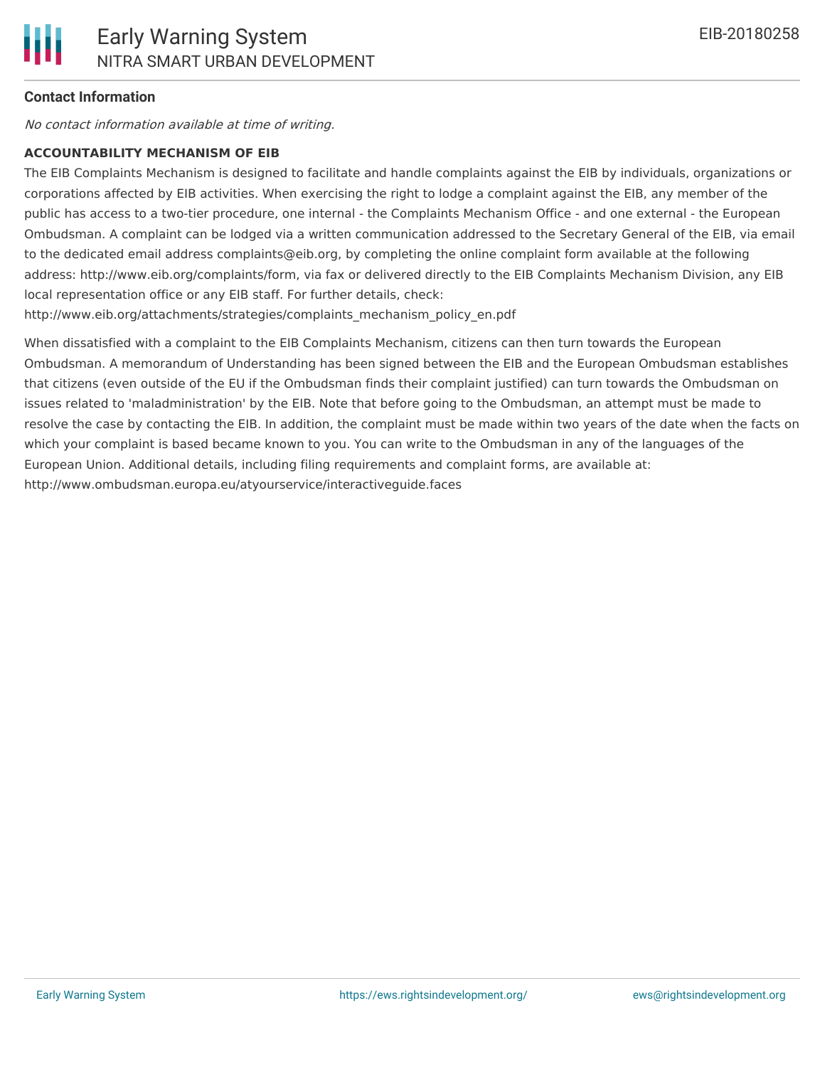**Contact Information**

*No contact information available at time of writing.*

**ACCOUNTABILITY MECHANISM OF EIB**

The EIB Complaints Mechanism is designed to facilitate and handle complaints against the EIB by individuals, organizations or corporations affected by EIB activities. When exercising the right to lodge a complaint against the EIB, any member of the public has access to a two-tier procedure, one internal - the Complaints Mechanism Office - and one external - the European Ombudsman. A complaint can be lodged via a written communication addressed to the Secretary General of the EIB, via email to the dedicated email address complaints@eib.org, by completing the online complaint form available at the following address: http://www.eib.org/complaints/form, via fax or delivered directly to the EIB Complaints Mechanism Division, any EIB local representation office or any EIB staff. For further details, check: http://www.eib.org/attachments/strategies/complaints_mechanism_policy_en.pdf

When dissatisfied with a complaint to the EIB Complaints Mechanism, citizens can then turn towards the European Ombudsman. A memorandum of Understanding has been signed between the EIB and the European Ombudsman establishes that citizens (even outside of the EU if the Ombudsman finds their complaint justified) can turn towards the Ombudsman on issues related to 'maladministration' by the EIB. Note that before going to the Ombudsman, an attempt must be made to resolve the case by contacting the EIB. In addition, the complaint must be made within two years of the date when the facts on which your complaint is based became known to you. You can write to the Ombudsman in any of the languages of the European Union. Additional details, including filing requirements and complaint forms, are available at: http://www.ombudsman.europa.eu/atyourservice/interactiveguide.faces